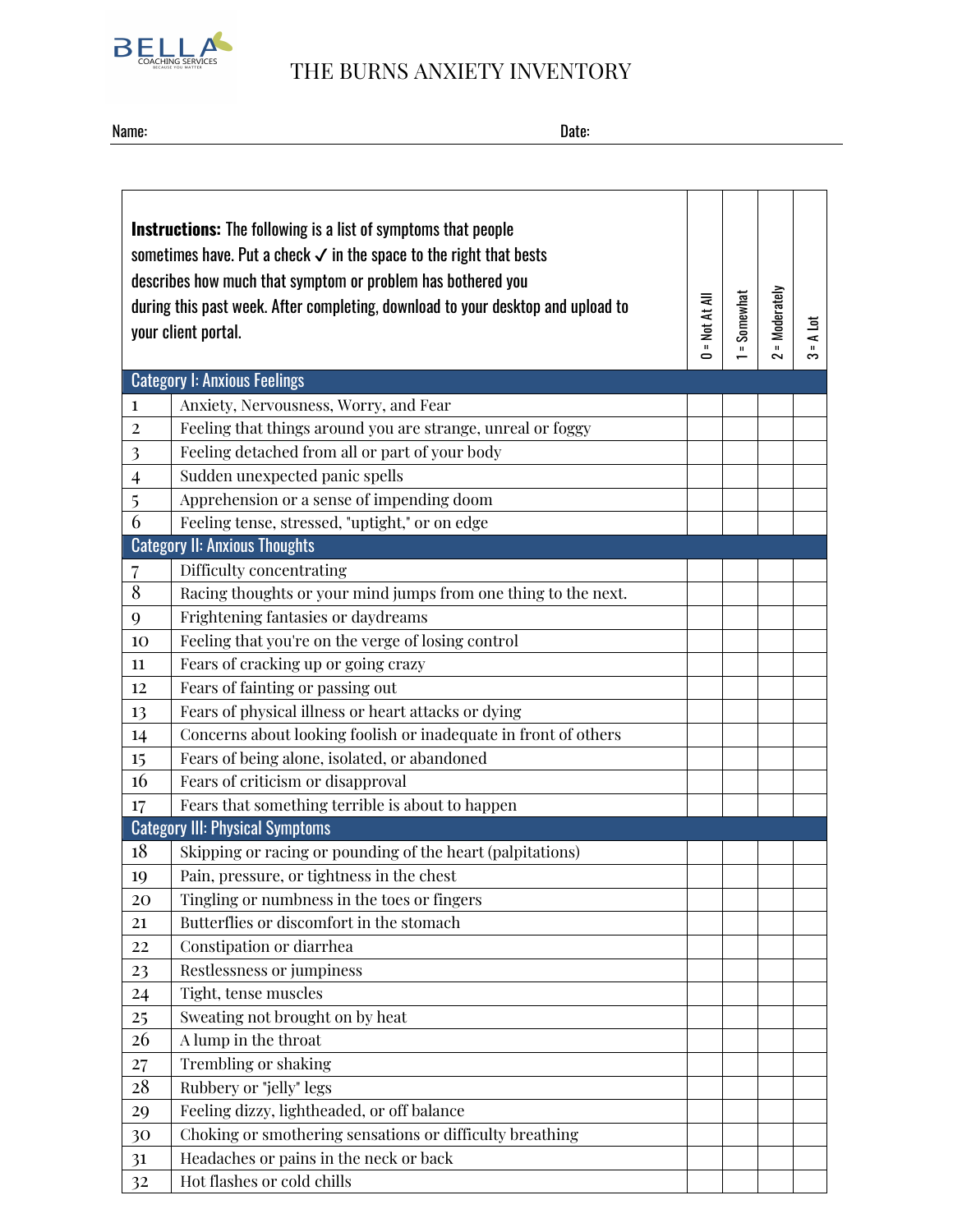BELLA COACHING SERVICES

# THE BURNS ANXIETY INVENTORY

Name: Date:

| | **Instructions:** The following is a list of symptoms that people sometimes have. Put a check ✓ in the space to the right that bests describes how much that symptom or problem has bothered you during this past week. After completing, download to your desktop and upload to your client portal. | 0 = Not At All | 1 = Somewhat | 2 = Moderately | 3 = A Lot |
|---|---|---|---|---|---|
| | **Category I: Anxious Feelings** | | | | |
| 1 | Anxiety, Nervousness, Worry, and Fear | | | | |
| 2 | Feeling that things around you are strange, unreal or foggy | | | | |
| 3 | Feeling detached from all or part of your body | | | | |
| 4 | Sudden unexpected panic spells | | | | |
| 5 | Apprehension or a sense of impending doom | | | | |
| 6 | Feeling tense, stressed, "uptight," or on edge | | | | |
| | **Category II: Anxious Thoughts** | | | | |
| 7 | Difficulty concentrating | | | | |
| 8 | Racing thoughts or your mind jumps from one thing to the next. | | | | |
| 9 | Frightening fantasies or daydreams | | | | |
| 10 | Feeling that you're on the verge of losing control | | | | |
| 11 | Fears of cracking up or going crazy | | | | |
| 12 | Fears of fainting or passing out | | | | |
| 13 | Fears of physical illness or heart attacks or dying | | | | |
| 14 | Concerns about looking foolish or inadequate in front of others | | | | |
| 15 | Fears of being alone, isolated, or abandoned | | | | |
| 16 | Fears of criticism or disapproval | | | | |
| 17 | Fears that something terrible is about to happen | | | | |
| | **Category III: Physical Symptoms** | | | | |
| 18 | Skipping or racing or pounding of the heart (palpitations) | | | | |
| 19 | Pain, pressure, or tightness in the chest | | | | |
| 20 | Tingling or numbness in the toes or fingers | | | | |
| 21 | Butterflies or discomfort in the stomach | | | | |
| 22 | Constipation or diarrhea | | | | |
| 23 | Restlessness or jumpiness | | | | |
| 24 | Tight, tense muscles | | | | |
| 25 | Sweating not brought on by heat | | | | |
| 26 | A lump in the throat | | | | |
| 27 | Trembling or shaking | | | | |
| 28 | Rubbery or "jelly" legs | | | | |
| 29 | Feeling dizzy, lightheaded, or off balance | | | | |
| 30 | Choking or smothering sensations or difficulty breathing | | | | |
| 31 | Headaches or pains in the neck or back | | | | |
| 32 | Hot flashes or cold chills | | | | |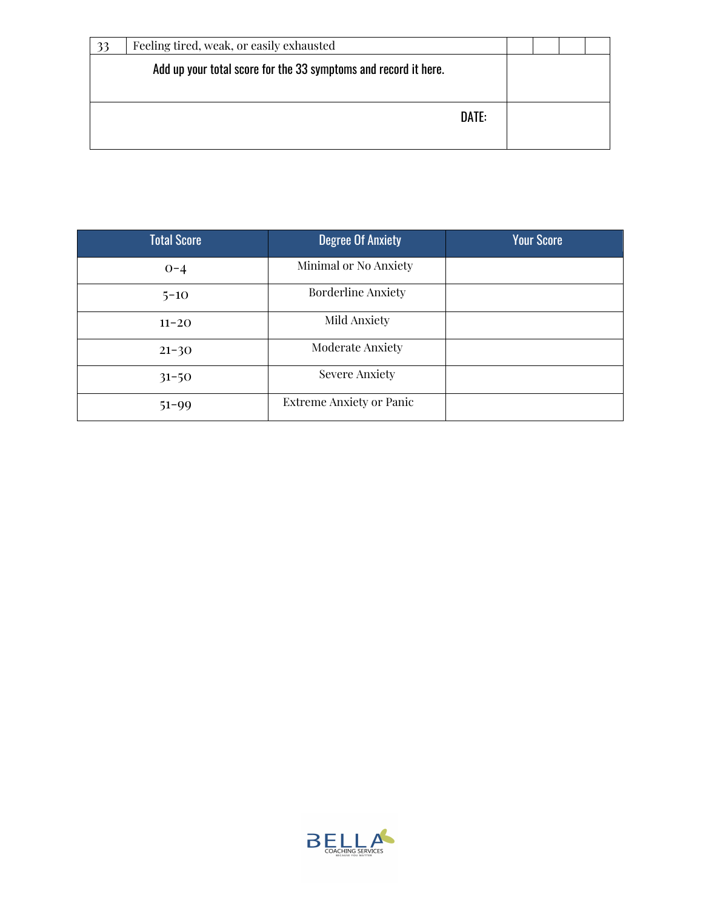| | | | | | |
|---|---|---|---|---|---|
| 33 | Feeling tired, weak, or easily exhausted | | | | |
| Add up your total score for the 33 symptoms and record it here. | | | | | |
| DATE: | | | | | |

| Total Score | Degree Of Anxiety | Your Score |
|---|---|---|
| 0-4 | Minimal or No Anxiety | |
| 5-10 | Borderline Anxiety | |
| 11-20 | Mild Anxiety | |
| 21-30 | Moderate Anxiety | |
| 31-50 | Severe Anxiety | |
| 51-99 | Extreme Anxiety or Panic | |

BELLA COACHING SERVICES
BECAUSE YOU MATTER